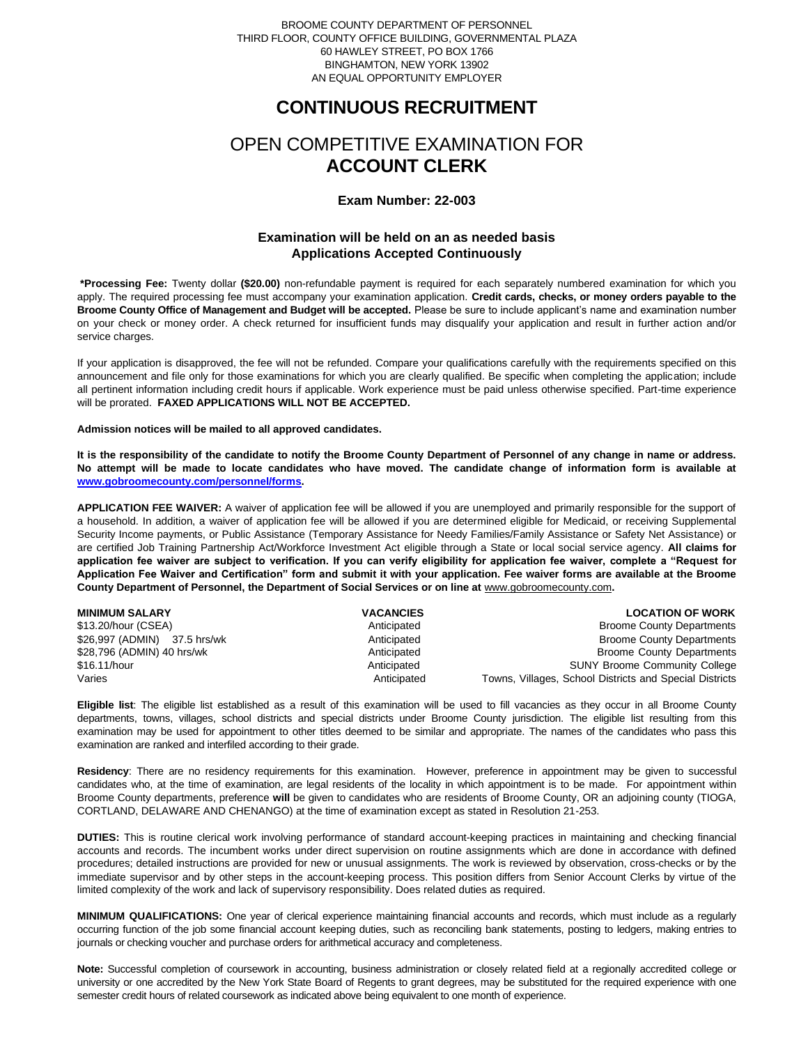BROOME COUNTY DEPARTMENT OF PERSONNEL
THIRD FLOOR, COUNTY OFFICE BUILDING, GOVERNMENTAL PLAZA
60 HAWLEY STREET, PO BOX 1766
BINGHAMTON, NEW YORK 13902
AN EQUAL OPPORTUNITY EMPLOYER

# CONTINUOUS RECRUITMENT

# OPEN COMPETITIVE EXAMINATION FOR **ACCOUNT CLERK**

### Exam Number: 22-003

### Examination will be held on an as needed basis
### Applications Accepted Continuously

**\*Processing Fee:** Twenty dollar **($20.00)** non-refundable payment is required for each separately numbered examination for which you apply. The required processing fee must accompany your examination application. **Credit cards, checks, or money orders payable to the Broome County Office of Management and Budget will be accepted.** Please be sure to include applicant's name and examination number on your check or money order. A check returned for insufficient funds may disqualify your application and result in further action and/or service charges.

If your application is disapproved, the fee will not be refunded. Compare your qualifications carefully with the requirements specified on this announcement and file only for those examinations for which you are clearly qualified. Be specific when completing the application; include all pertinent information including credit hours if applicable. Work experience must be paid unless otherwise specified. Part-time experience will be prorated. **FAXED APPLICATIONS WILL NOT BE ACCEPTED.**

**Admission notices will be mailed to all approved candidates.**

**It is the responsibility of the candidate to notify the Broome County Department of Personnel of any change in name or address. No attempt will be made to locate candidates who have moved. The candidate change of information form is available at www.gobroomecounty.com/personnel/forms.**

**APPLICATION FEE WAIVER:** A waiver of application fee will be allowed if you are unemployed and primarily responsible for the support of a household. In addition, a waiver of application fee will be allowed if you are determined eligible for Medicaid, or receiving Supplemental Security Income payments, or Public Assistance (Temporary Assistance for Needy Families/Family Assistance or Safety Net Assistance) or are certified Job Training Partnership Act/Workforce Investment Act eligible through a State or local social service agency. **All claims for application fee waiver are subject to verification. If you can verify eligibility for application fee waiver, complete a "Request for Application Fee Waiver and Certification" form and submit it with your application. Fee waiver forms are available at the Broome County Department of Personnel, the Department of Social Services or on line at** www.gobroomecounty.com**.**

| MINIMUM SALARY | VACANCIES | LOCATION OF WORK |
|---|---|---|
| $13.20/hour (CSEA) | Anticipated | Broome County Departments |
| $26,997 (ADMIN) 37.5 hrs/wk | Anticipated | Broome County Departments |
| $28,796 (ADMIN) 40 hrs/wk | Anticipated | Broome County Departments |
| $16.11/hour | Anticipated | SUNY Broome Community College |
| Varies | Anticipated | Towns, Villages, School Districts and Special Districts |

**Eligible list**: The eligible list established as a result of this examination will be used to fill vacancies as they occur in all Broome County departments, towns, villages, school districts and special districts under Broome County jurisdiction. The eligible list resulting from this examination may be used for appointment to other titles deemed to be similar and appropriate. The names of the candidates who pass this examination are ranked and interfiled according to their grade.

**Residency**: There are no residency requirements for this examination. However, preference in appointment may be given to successful candidates who, at the time of examination, are legal residents of the locality in which appointment is to be made. For appointment within Broome County departments, preference **will** be given to candidates who are residents of Broome County, OR an adjoining county (TIOGA, CORTLAND, DELAWARE AND CHENANGO) at the time of examination except as stated in Resolution 21-253.

**DUTIES:** This is routine clerical work involving performance of standard account-keeping practices in maintaining and checking financial accounts and records. The incumbent works under direct supervision on routine assignments which are done in accordance with defined procedures; detailed instructions are provided for new or unusual assignments. The work is reviewed by observation, cross-checks or by the immediate supervisor and by other steps in the account-keeping process. This position differs from Senior Account Clerks by virtue of the limited complexity of the work and lack of supervisory responsibility. Does related duties as required.

**MINIMUM QUALIFICATIONS:** One year of clerical experience maintaining financial accounts and records, which must include as a regularly occurring function of the job some financial account keeping duties, such as reconciling bank statements, posting to ledgers, making entries to journals or checking voucher and purchase orders for arithmetical accuracy and completeness.

**Note:** Successful completion of coursework in accounting, business administration or closely related field at a regionally accredited college or university or one accredited by the New York State Board of Regents to grant degrees, may be substituted for the required experience with one semester credit hours of related coursework as indicated above being equivalent to one month of experience.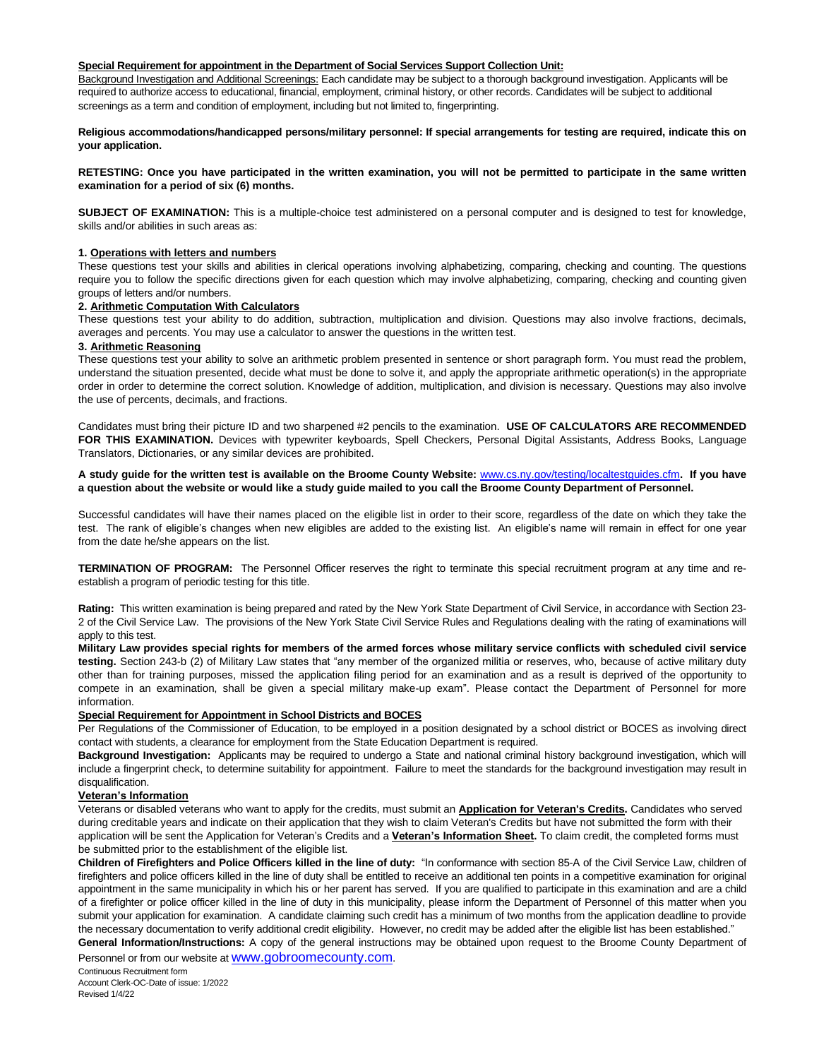**Special Requirement for appointment in the Department of Social Services Support Collection Unit:**

Background Investigation and Additional Screenings: Each candidate may be subject to a thorough background investigation. Applicants will be required to authorize access to educational, financial, employment, criminal history, or other records. Candidates will be subject to additional screenings as a term and condition of employment, including but not limited to, fingerprinting.

**Religious accommodations/handicapped persons/military personnel: If special arrangements for testing are required, indicate this on your application.**

**RETESTING: Once you have participated in the written examination, you will not be permitted to participate in the same written examination for a period of six (6) months.**

**SUBJECT OF EXAMINATION:** This is a multiple-choice test administered on a personal computer and is designed to test for knowledge, skills and/or abilities in such areas as:

**1. Operations with letters and numbers**

These questions test your skills and abilities in clerical operations involving alphabetizing, comparing, checking and counting. The questions require you to follow the specific directions given for each question which may involve alphabetizing, comparing, checking and counting given groups of letters and/or numbers.

**2. Arithmetic Computation With Calculators**

These questions test your ability to do addition, subtraction, multiplication and division. Questions may also involve fractions, decimals, averages and percents. You may use a calculator to answer the questions in the written test.

**3. Arithmetic Reasoning**

These questions test your ability to solve an arithmetic problem presented in sentence or short paragraph form. You must read the problem, understand the situation presented, decide what must be done to solve it, and apply the appropriate arithmetic operation(s) in the appropriate order in order to determine the correct solution. Knowledge of addition, multiplication, and division is necessary. Questions may also involve the use of percents, decimals, and fractions.

Candidates must bring their picture ID and two sharpened #2 pencils to the examination. **USE OF CALCULATORS ARE RECOMMENDED FOR THIS EXAMINATION.** Devices with typewriter keyboards, Spell Checkers, Personal Digital Assistants, Address Books, Language Translators, Dictionaries, or any similar devices are prohibited.

**A study guide for the written test is available on the Broome County Website:** www.cs.ny.gov/testing/localtestguides.cfm**. If you have a question about the website or would like a study guide mailed to you call the Broome County Department of Personnel.**

Successful candidates will have their names placed on the eligible list in order to their score, regardless of the date on which they take the test. The rank of eligible's changes when new eligibles are added to the existing list. An eligible's name will remain in effect for one year from the date he/she appears on the list.

**TERMINATION OF PROGRAM:** The Personnel Officer reserves the right to terminate this special recruitment program at any time and re-establish a program of periodic testing for this title.

**Rating:** This written examination is being prepared and rated by the New York State Department of Civil Service, in accordance with Section 23-2 of the Civil Service Law. The provisions of the New York State Civil Service Rules and Regulations dealing with the rating of examinations will apply to this test.

**Military Law provides special rights for members of the armed forces whose military service conflicts with scheduled civil service testing.** Section 243-b (2) of Military Law states that "any member of the organized militia or reserves, who, because of active military duty other than for training purposes, missed the application filing period for an examination and as a result is deprived of the opportunity to compete in an examination, shall be given a special military make-up exam". Please contact the Department of Personnel for more information.

**Special Requirement for Appointment in School Districts and BOCES**

Per Regulations of the Commissioner of Education, to be employed in a position designated by a school district or BOCES as involving direct contact with students, a clearance for employment from the State Education Department is required.

**Background Investigation:** Applicants may be required to undergo a State and national criminal history background investigation, which will include a fingerprint check, to determine suitability for appointment. Failure to meet the standards for the background investigation may result in disqualification.

**Veteran's Information**

Veterans or disabled veterans who want to apply for the credits, must submit an **Application for Veteran's Credits.** Candidates who served during creditable years and indicate on their application that they wish to claim Veteran's Credits but have not submitted the form with their application will be sent the Application for Veteran's Credits and a **Veteran's Information Sheet.** To claim credit, the completed forms must be submitted prior to the establishment of the eligible list.

**Children of Firefighters and Police Officers killed in the line of duty:** "In conformance with section 85-A of the Civil Service Law, children of firefighters and police officers killed in the line of duty shall be entitled to receive an additional ten points in a competitive examination for original appointment in the same municipality in which his or her parent has served. If you are qualified to participate in this examination and are a child of a firefighter or police officer killed in the line of duty in this municipality, please inform the Department of Personnel of this matter when you submit your application for examination. A candidate claiming such credit has a minimum of two months from the application deadline to provide the necessary documentation to verify additional credit eligibility. However, no credit may be added after the eligible list has been established."

**General Information/Instructions:** A copy of the general instructions may be obtained upon request to the Broome County Department of Personnel or from our website at www.gobroomecounty.com.

Continuous Recruitment form
Account Clerk-OC-Date of issue: 1/2022
Revised 1/4/22